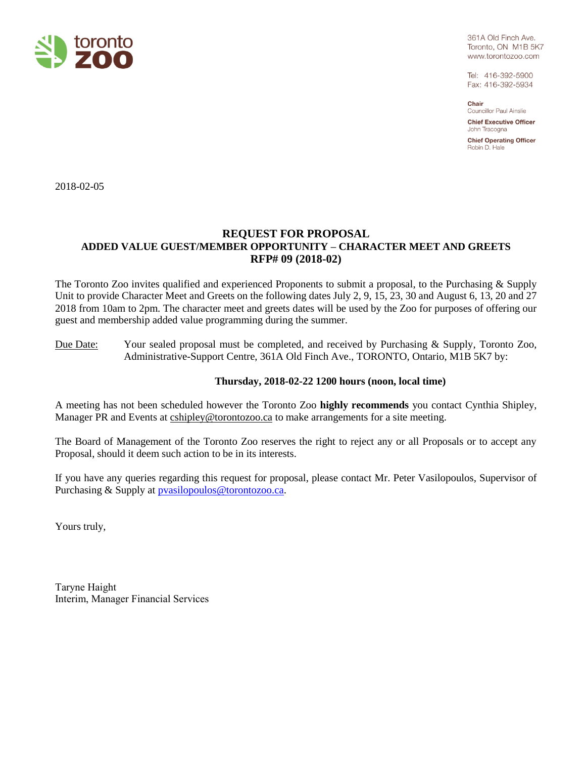toronto zoo

361A Old Finch Ave.
Toronto, ON M1B 5K7
www.torontozoo.com

Tel: 416-392-5900
Fax: 416-392-5934

**Chair**
Councillor Paul Ainslie

**Chief Executive Officer**
John Tracogna

**Chief Operating Officer**
Robin D. Hale

2018-02-05

# REQUEST FOR PROPOSAL
## ADDED VALUE GUEST/MEMBER OPPORTUNITY – CHARACTER MEET AND GREETS
## RFP# 09 (2018-02)

The Toronto Zoo invites qualified and experienced Proponents to submit a proposal, to the Purchasing & Supply Unit to provide Character Meet and Greets on the following dates July 2, 9, 15, 23, 30 and August 6, 13, 20 and 27 2018 from 10am to 2pm. The character meet and greets dates will be used by the Zoo for purposes of offering our guest and membership added value programming during the summer.

Due Date: Your sealed proposal must be completed, and received by Purchasing & Supply, Toronto Zoo, Administrative-Support Centre, 361A Old Finch Ave., TORONTO, Ontario, M1B 5K7 by:

**Thursday, 2018-02-22 1200 hours (noon, local time)**

A meeting has not been scheduled however the Toronto Zoo **highly recommends** you contact Cynthia Shipley, Manager PR and Events at cshipley@torontozoo.ca to make arrangements for a site meeting.

The Board of Management of the Toronto Zoo reserves the right to reject any or all Proposals or to accept any Proposal, should it deem such action to be in its interests.

If you have any queries regarding this request for proposal, please contact Mr. Peter Vasilopoulos, Supervisor of Purchasing & Supply at pvasilopoulos@torontozoo.ca.

Yours truly,

Taryne Haight
Interim, Manager Financial Services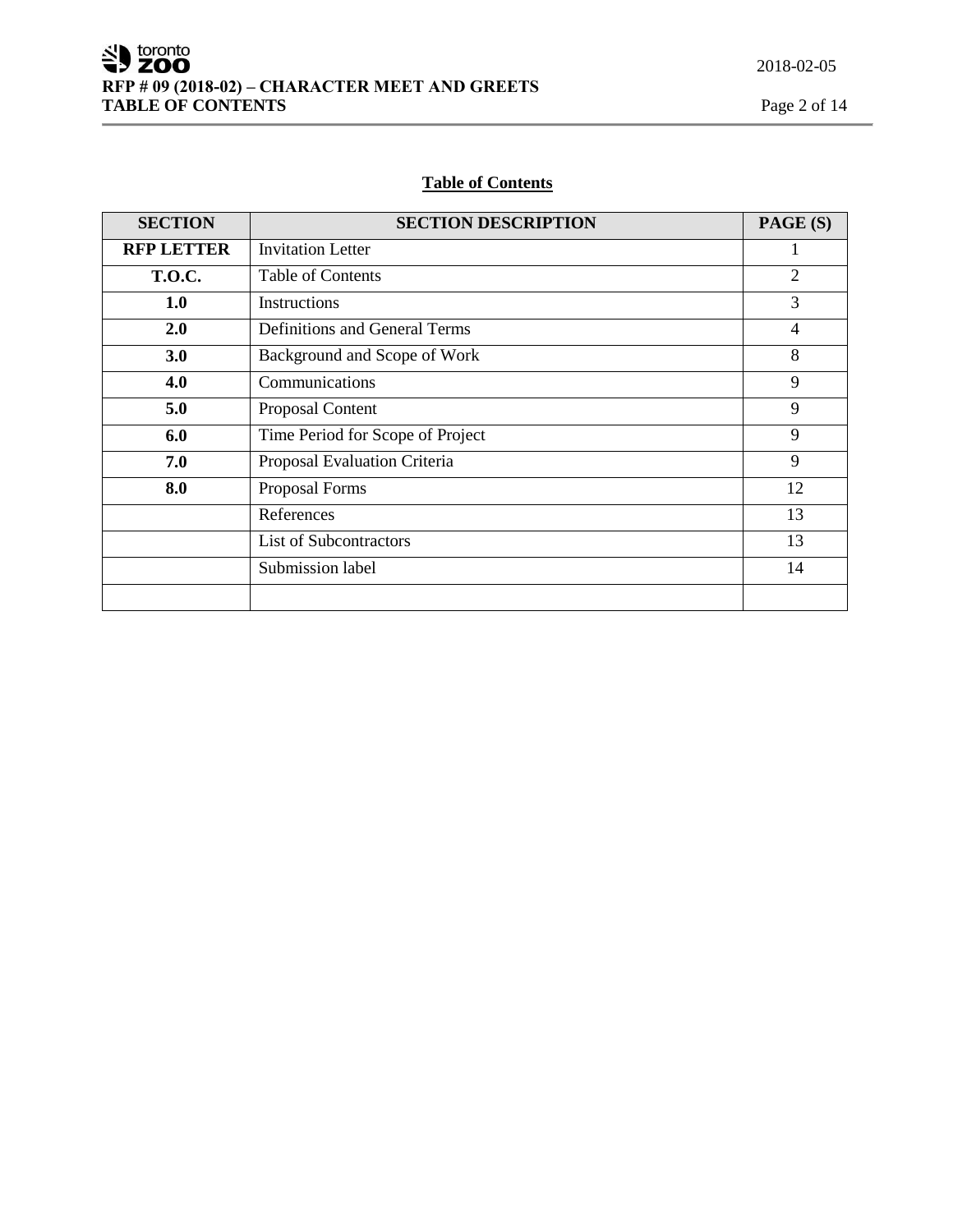## Table of Contents

| SECTION | SECTION DESCRIPTION | PAGE (S) |
|---|---|---|
| **RFP LETTER** | Invitation Letter | 1 |
| **T.O.C.** | Table of Contents | 2 |
| **1.0** | Instructions | 3 |
| **2.0** | Definitions and General Terms | 4 |
| **3.0** | Background and Scope of Work | 8 |
| **4.0** | Communications | 9 |
| **5.0** | Proposal Content | 9 |
| **6.0** | Time Period for Scope of Project | 9 |
| **7.0** | Proposal Evaluation Criteria | 9 |
| **8.0** | Proposal Forms | 12 |
| | References | 13 |
| | List of Subcontractors | 13 |
| | Submission label | 14 |
| | | |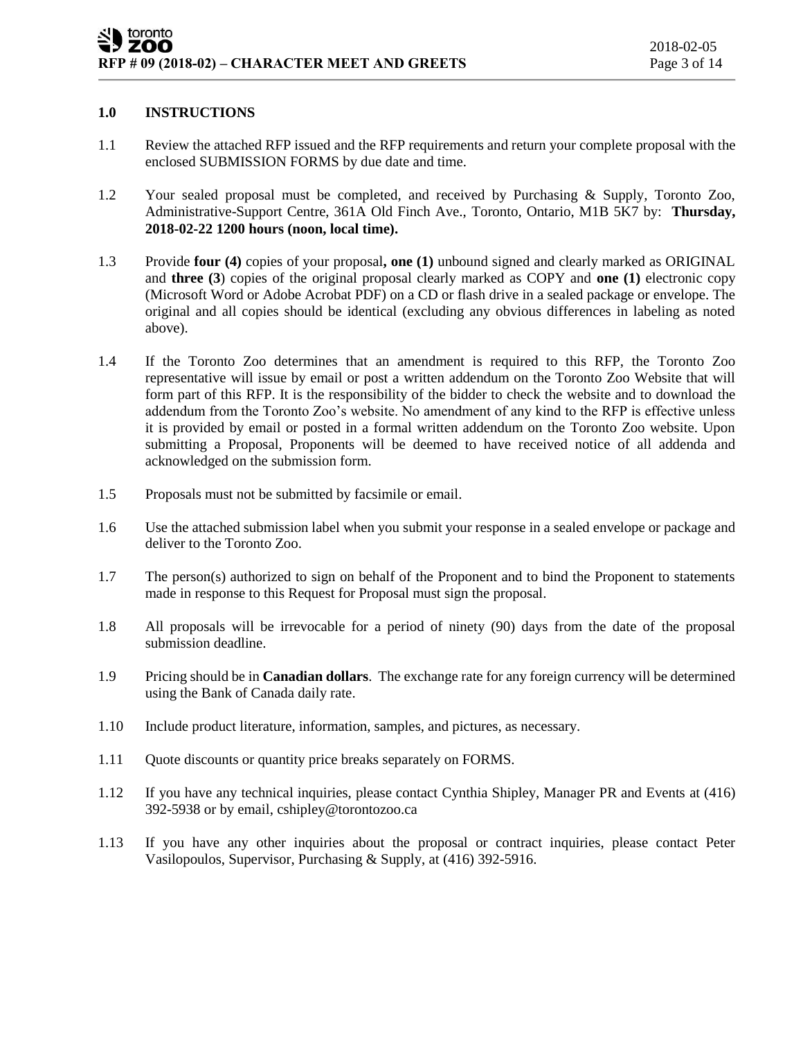## 1.0 INSTRUCTIONS

1.1 Review the attached RFP issued and the RFP requirements and return your complete proposal with the enclosed SUBMISSION FORMS by due date and time.

1.2 Your sealed proposal must be completed, and received by Purchasing & Supply, Toronto Zoo, Administrative-Support Centre, 361A Old Finch Ave., Toronto, Ontario, M1B 5K7 by: **Thursday, 2018-02-22 1200 hours (noon, local time).**

1.3 Provide **four (4)** copies of your proposal**, one (1)** unbound signed and clearly marked as ORIGINAL and **three (3**) copies of the original proposal clearly marked as COPY and **one (1)** electronic copy (Microsoft Word or Adobe Acrobat PDF) on a CD or flash drive in a sealed package or envelope. The original and all copies should be identical (excluding any obvious differences in labeling as noted above).

1.4 If the Toronto Zoo determines that an amendment is required to this RFP, the Toronto Zoo representative will issue by email or post a written addendum on the Toronto Zoo Website that will form part of this RFP. It is the responsibility of the bidder to check the website and to download the addendum from the Toronto Zoo's website. No amendment of any kind to the RFP is effective unless it is provided by email or posted in a formal written addendum on the Toronto Zoo website. Upon submitting a Proposal, Proponents will be deemed to have received notice of all addenda and acknowledged on the submission form.

1.5 Proposals must not be submitted by facsimile or email.

1.6 Use the attached submission label when you submit your response in a sealed envelope or package and deliver to the Toronto Zoo.

1.7 The person(s) authorized to sign on behalf of the Proponent and to bind the Proponent to statements made in response to this Request for Proposal must sign the proposal.

1.8 All proposals will be irrevocable for a period of ninety (90) days from the date of the proposal submission deadline.

1.9 Pricing should be in **Canadian dollars**. The exchange rate for any foreign currency will be determined using the Bank of Canada daily rate.

1.10 Include product literature, information, samples, and pictures, as necessary.

1.11 Quote discounts or quantity price breaks separately on FORMS.

1.12 If you have any technical inquiries, please contact Cynthia Shipley, Manager PR and Events at (416) 392-5938 or by email, cshipley@torontozoo.ca

1.13 If you have any other inquiries about the proposal or contract inquiries, please contact Peter Vasilopoulos, Supervisor, Purchasing & Supply, at (416) 392-5916.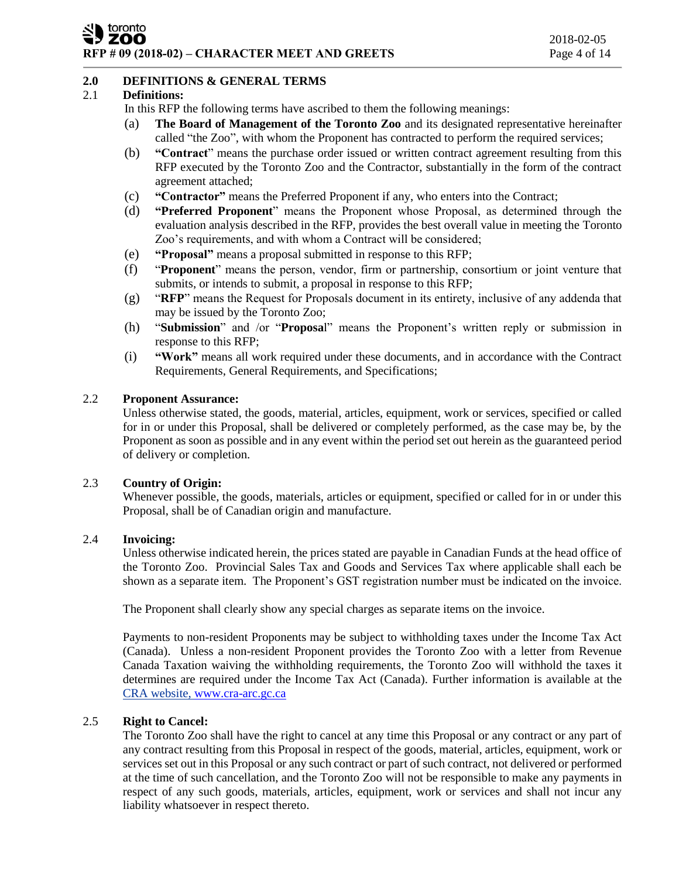## 2.0 DEFINITIONS & GENERAL TERMS

### 2.1 Definitions:

In this RFP the following terms have ascribed to them the following meanings:

(a) **The Board of Management of the Toronto Zoo** and its designated representative hereinafter called "the Zoo", with whom the Proponent has contracted to perform the required services;

(b) **"Contract"** means the purchase order issued or written contract agreement resulting from this RFP executed by the Toronto Zoo and the Contractor, substantially in the form of the contract agreement attached;

(c) **"Contractor"** means the Preferred Proponent if any, who enters into the Contract;

(d) **"Preferred Proponent"** means the Proponent whose Proposal, as determined through the evaluation analysis described in the RFP, provides the best overall value in meeting the Toronto Zoo's requirements, and with whom a Contract will be considered;

(e) **"Proposal"** means a proposal submitted in response to this RFP;

(f) "**Proponent**" means the person, vendor, firm or partnership, consortium or joint venture that submits, or intends to submit, a proposal in response to this RFP;

(g) "**RFP**" means the Request for Proposals document in its entirety, inclusive of any addenda that may be issued by the Toronto Zoo;

(h) "**Submission**" and /or "**Proposa**l" means the Proponent's written reply or submission in response to this RFP;

(i) **"Work"** means all work required under these documents, and in accordance with the Contract Requirements, General Requirements, and Specifications;

### 2.2 Proponent Assurance:

Unless otherwise stated, the goods, material, articles, equipment, work or services, specified or called for in or under this Proposal, shall be delivered or completely performed, as the case may be, by the Proponent as soon as possible and in any event within the period set out herein as the guaranteed period of delivery or completion.

### 2.3 Country of Origin:

Whenever possible, the goods, materials, articles or equipment, specified or called for in or under this Proposal, shall be of Canadian origin and manufacture.

### 2.4 Invoicing:

Unless otherwise indicated herein, the prices stated are payable in Canadian Funds at the head office of the Toronto Zoo. Provincial Sales Tax and Goods and Services Tax where applicable shall each be shown as a separate item. The Proponent's GST registration number must be indicated on the invoice.

The Proponent shall clearly show any special charges as separate items on the invoice.

Payments to non-resident Proponents may be subject to withholding taxes under the Income Tax Act (Canada). Unless a non-resident Proponent provides the Toronto Zoo with a letter from Revenue Canada Taxation waiving the withholding requirements, the Toronto Zoo will withhold the taxes it determines are required under the Income Tax Act (Canada). Further information is available at the CRA website, www.cra-arc.gc.ca

### 2.5 Right to Cancel:

The Toronto Zoo shall have the right to cancel at any time this Proposal or any contract or any part of any contract resulting from this Proposal in respect of the goods, material, articles, equipment, work or services set out in this Proposal or any such contract or part of such contract, not delivered or performed at the time of such cancellation, and the Toronto Zoo will not be responsible to make any payments in respect of any such goods, materials, articles, equipment, work or services and shall not incur any liability whatsoever in respect thereto.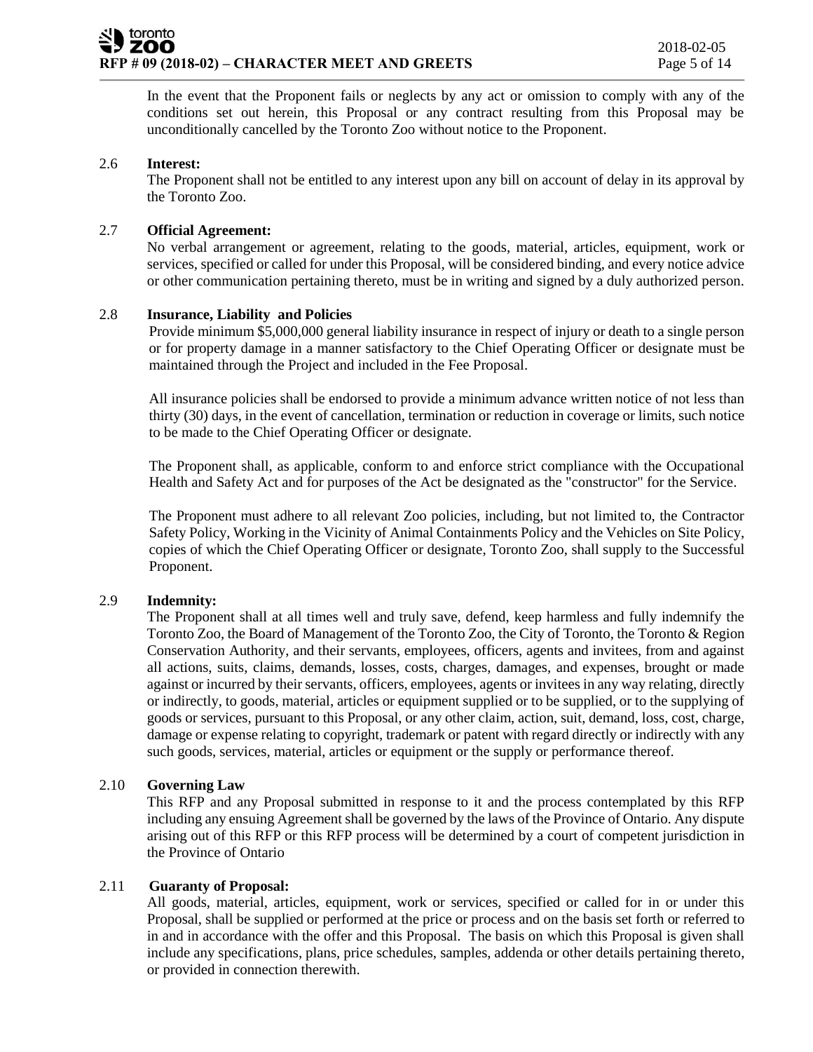In the event that the Proponent fails or neglects by any act or omission to comply with any of the conditions set out herein, this Proposal or any contract resulting from this Proposal may be unconditionally cancelled by the Toronto Zoo without notice to the Proponent.

### 2.6 Interest:

The Proponent shall not be entitled to any interest upon any bill on account of delay in its approval by the Toronto Zoo.

### 2.7 Official Agreement:

No verbal arrangement or agreement, relating to the goods, material, articles, equipment, work or services, specified or called for under this Proposal, will be considered binding, and every notice advice or other communication pertaining thereto, must be in writing and signed by a duly authorized person.

### 2.8 Insurance, Liability and Policies

Provide minimum $5,000,000 general liability insurance in respect of injury or death to a single person or for property damage in a manner satisfactory to the Chief Operating Officer or designate must be maintained through the Project and included in the Fee Proposal.

All insurance policies shall be endorsed to provide a minimum advance written notice of not less than thirty (30) days, in the event of cancellation, termination or reduction in coverage or limits, such notice to be made to the Chief Operating Officer or designate.

The Proponent shall, as applicable, conform to and enforce strict compliance with the Occupational Health and Safety Act and for purposes of the Act be designated as the "constructor" for the Service.

The Proponent must adhere to all relevant Zoo policies, including, but not limited to, the Contractor Safety Policy, Working in the Vicinity of Animal Containments Policy and the Vehicles on Site Policy, copies of which the Chief Operating Officer or designate, Toronto Zoo, shall supply to the Successful Proponent.

### 2.9 Indemnity:

The Proponent shall at all times well and truly save, defend, keep harmless and fully indemnify the Toronto Zoo, the Board of Management of the Toronto Zoo, the City of Toronto, the Toronto & Region Conservation Authority, and their servants, employees, officers, agents and invitees, from and against all actions, suits, claims, demands, losses, costs, charges, damages, and expenses, brought or made against or incurred by their servants, officers, employees, agents or invitees in any way relating, directly or indirectly, to goods, material, articles or equipment supplied or to be supplied, or to the supplying of goods or services, pursuant to this Proposal, or any other claim, action, suit, demand, loss, cost, charge, damage or expense relating to copyright, trademark or patent with regard directly or indirectly with any such goods, services, material, articles or equipment or the supply or performance thereof.

### 2.10 Governing Law

This RFP and any Proposal submitted in response to it and the process contemplated by this RFP including any ensuing Agreement shall be governed by the laws of the Province of Ontario. Any dispute arising out of this RFP or this RFP process will be determined by a court of competent jurisdiction in the Province of Ontario

### 2.11 Guaranty of Proposal:

All goods, material, articles, equipment, work or services, specified or called for in or under this Proposal, shall be supplied or performed at the price or process and on the basis set forth or referred to in and in accordance with the offer and this Proposal. The basis on which this Proposal is given shall include any specifications, plans, price schedules, samples, addenda or other details pertaining thereto, or provided in connection therewith.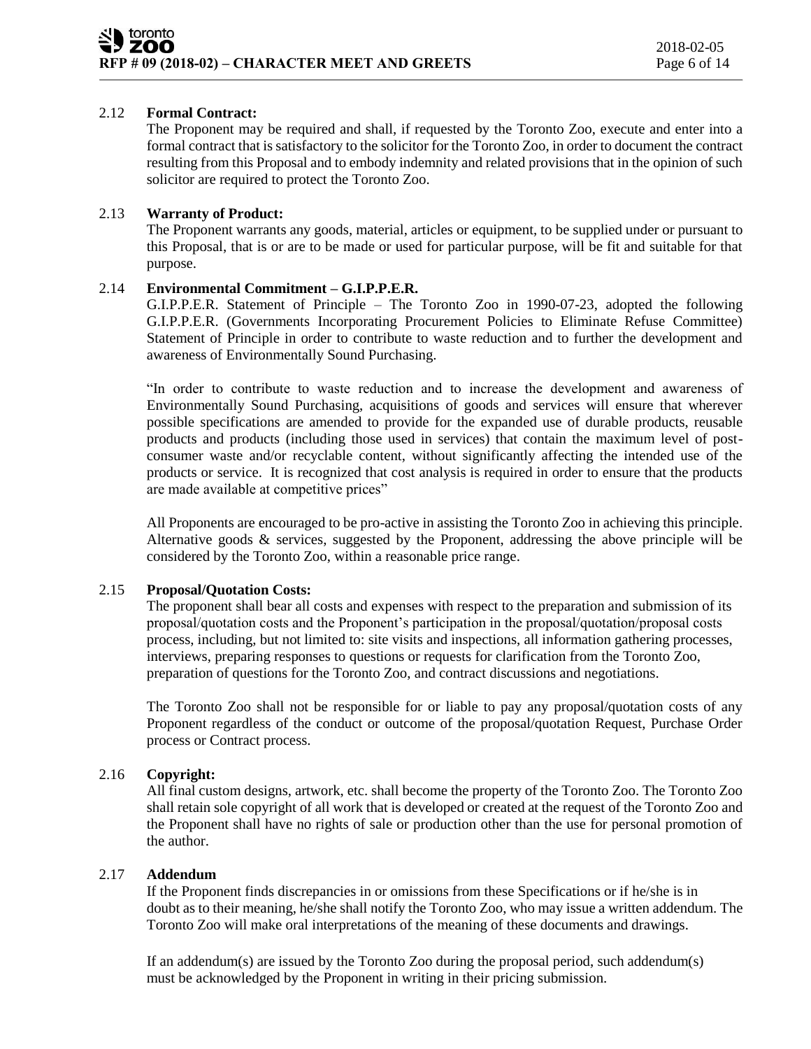### 2.12 **Formal Contract:**

The Proponent may be required and shall, if requested by the Toronto Zoo, execute and enter into a formal contract that is satisfactory to the solicitor for the Toronto Zoo, in order to document the contract resulting from this Proposal and to embody indemnity and related provisions that in the opinion of such solicitor are required to protect the Toronto Zoo.

### 2.13 **Warranty of Product:**

The Proponent warrants any goods, material, articles or equipment, to be supplied under or pursuant to this Proposal, that is or are to be made or used for particular purpose, will be fit and suitable for that purpose.

### 2.14 **Environmental Commitment – G.I.P.P.E.R.**

G.I.P.P.E.R. Statement of Principle – The Toronto Zoo in 1990-07-23, adopted the following G.I.P.P.E.R. (Governments Incorporating Procurement Policies to Eliminate Refuse Committee) Statement of Principle in order to contribute to waste reduction and to further the development and awareness of Environmentally Sound Purchasing.

"In order to contribute to waste reduction and to increase the development and awareness of Environmentally Sound Purchasing, acquisitions of goods and services will ensure that wherever possible specifications are amended to provide for the expanded use of durable products, reusable products and products (including those used in services) that contain the maximum level of post-consumer waste and/or recyclable content, without significantly affecting the intended use of the products or service. It is recognized that cost analysis is required in order to ensure that the products are made available at competitive prices"

All Proponents are encouraged to be pro-active in assisting the Toronto Zoo in achieving this principle. Alternative goods & services, suggested by the Proponent, addressing the above principle will be considered by the Toronto Zoo, within a reasonable price range.

### 2.15 **Proposal/Quotation Costs:**

The proponent shall bear all costs and expenses with respect to the preparation and submission of its proposal/quotation costs and the Proponent's participation in the proposal/quotation/proposal costs process, including, but not limited to: site visits and inspections, all information gathering processes, interviews, preparing responses to questions or requests for clarification from the Toronto Zoo, preparation of questions for the Toronto Zoo, and contract discussions and negotiations.

The Toronto Zoo shall not be responsible for or liable to pay any proposal/quotation costs of any Proponent regardless of the conduct or outcome of the proposal/quotation Request, Purchase Order process or Contract process.

### 2.16 **Copyright:**

All final custom designs, artwork, etc. shall become the property of the Toronto Zoo. The Toronto Zoo shall retain sole copyright of all work that is developed or created at the request of the Toronto Zoo and the Proponent shall have no rights of sale or production other than the use for personal promotion of the author.

### 2.17 **Addendum**

If the Proponent finds discrepancies in or omissions from these Specifications or if he/she is in doubt as to their meaning, he/she shall notify the Toronto Zoo, who may issue a written addendum. The Toronto Zoo will make oral interpretations of the meaning of these documents and drawings.

If an addendum(s) are issued by the Toronto Zoo during the proposal period, such addendum(s) must be acknowledged by the Proponent in writing in their pricing submission.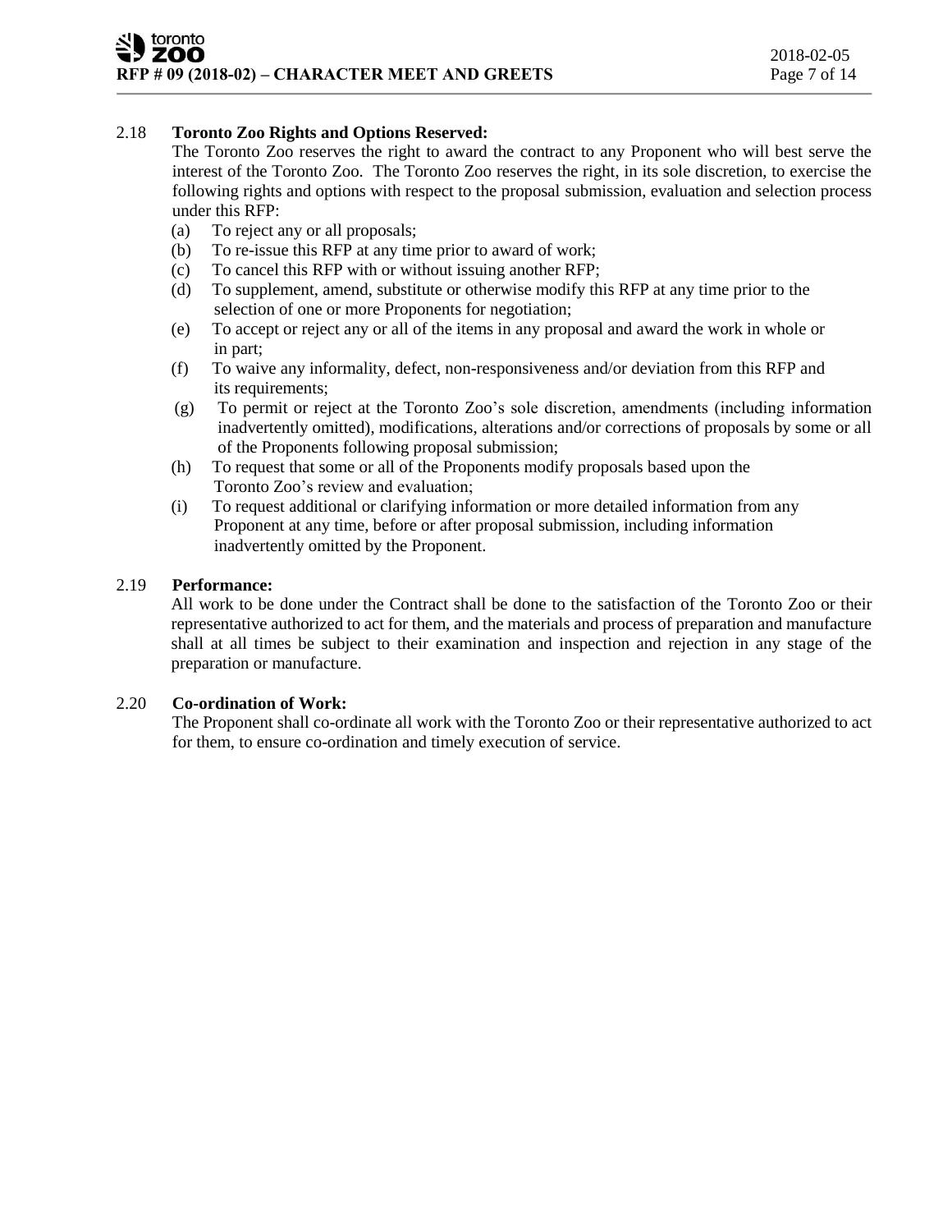2.18 **Toronto Zoo Rights and Options Reserved:**

The Toronto Zoo reserves the right to award the contract to any Proponent who will best serve the interest of the Toronto Zoo. The Toronto Zoo reserves the right, in its sole discretion, to exercise the following rights and options with respect to the proposal submission, evaluation and selection process under this RFP:

(a) To reject any or all proposals;
(b) To re-issue this RFP at any time prior to award of work;
(c) To cancel this RFP with or without issuing another RFP;
(d) To supplement, amend, substitute or otherwise modify this RFP at any time prior to the selection of one or more Proponents for negotiation;
(e) To accept or reject any or all of the items in any proposal and award the work in whole or in part;
(f) To waive any informality, defect, non-responsiveness and/or deviation from this RFP and its requirements;
(g) To permit or reject at the Toronto Zoo's sole discretion, amendments (including information inadvertently omitted), modifications, alterations and/or corrections of proposals by some or all of the Proponents following proposal submission;
(h) To request that some or all of the Proponents modify proposals based upon the Toronto Zoo's review and evaluation;
(i) To request additional or clarifying information or more detailed information from any Proponent at any time, before or after proposal submission, including information inadvertently omitted by the Proponent.

2.19 **Performance:**

All work to be done under the Contract shall be done to the satisfaction of the Toronto Zoo or their representative authorized to act for them, and the materials and process of preparation and manufacture shall at all times be subject to their examination and inspection and rejection in any stage of the preparation or manufacture.

2.20 **Co-ordination of Work:**

The Proponent shall co-ordinate all work with the Toronto Zoo or their representative authorized to act for them, to ensure co-ordination and timely execution of service.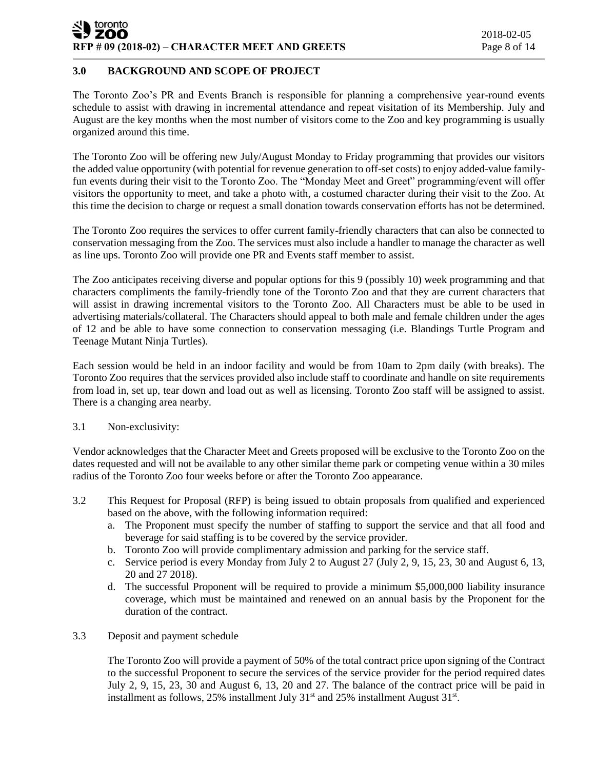## 3.0 BACKGROUND AND SCOPE OF PROJECT

The Toronto Zoo's PR and Events Branch is responsible for planning a comprehensive year-round events schedule to assist with drawing in incremental attendance and repeat visitation of its Membership. July and August are the key months when the most number of visitors come to the Zoo and key programming is usually organized around this time.

The Toronto Zoo will be offering new July/August Monday to Friday programming that provides our visitors the added value opportunity (with potential for revenue generation to off-set costs) to enjoy added-value family-fun events during their visit to the Toronto Zoo. The "Monday Meet and Greet" programming/event will offer visitors the opportunity to meet, and take a photo with, a costumed character during their visit to the Zoo. At this time the decision to charge or request a small donation towards conservation efforts has not been determined.

The Toronto Zoo requires the services to offer current family-friendly characters that can also be connected to conservation messaging from the Zoo. The services must also include a handler to manage the character as well as line ups. Toronto Zoo will provide one PR and Events staff member to assist.

The Zoo anticipates receiving diverse and popular options for this 9 (possibly 10) week programming and that characters compliments the family-friendly tone of the Toronto Zoo and that they are current characters that will assist in drawing incremental visitors to the Toronto Zoo. All Characters must be able to be used in advertising materials/collateral. The Characters should appeal to both male and female children under the ages of 12 and be able to have some connection to conservation messaging (i.e. Blandings Turtle Program and Teenage Mutant Ninja Turtles).

Each session would be held in an indoor facility and would be from 10am to 2pm daily (with breaks). The Toronto Zoo requires that the services provided also include staff to coordinate and handle on site requirements from load in, set up, tear down and load out as well as licensing. Toronto Zoo staff will be assigned to assist. There is a changing area nearby.

3.1 Non-exclusivity:

Vendor acknowledges that the Character Meet and Greets proposed will be exclusive to the Toronto Zoo on the dates requested and will not be available to any other similar theme park or competing venue within a 30 miles radius of the Toronto Zoo four weeks before or after the Toronto Zoo appearance.

3.2 This Request for Proposal (RFP) is being issued to obtain proposals from qualified and experienced based on the above, with the following information required:

a. The Proponent must specify the number of staffing to support the service and that all food and beverage for said staffing is to be covered by the service provider.
b. Toronto Zoo will provide complimentary admission and parking for the service staff.
c. Service period is every Monday from July 2 to August 27 (July 2, 9, 15, 23, 30 and August 6, 13, 20 and 27 2018).
d. The successful Proponent will be required to provide a minimum $5,000,000 liability insurance coverage, which must be maintained and renewed on an annual basis by the Proponent for the duration of the contract.

3.3 Deposit and payment schedule

The Toronto Zoo will provide a payment of 50% of the total contract price upon signing of the Contract to the successful Proponent to secure the services of the service provider for the period required dates July 2, 9, 15, 23, 30 and August 6, 13, 20 and 27. The balance of the contract price will be paid in installment as follows, 25% installment July 31st and 25% installment August 31st.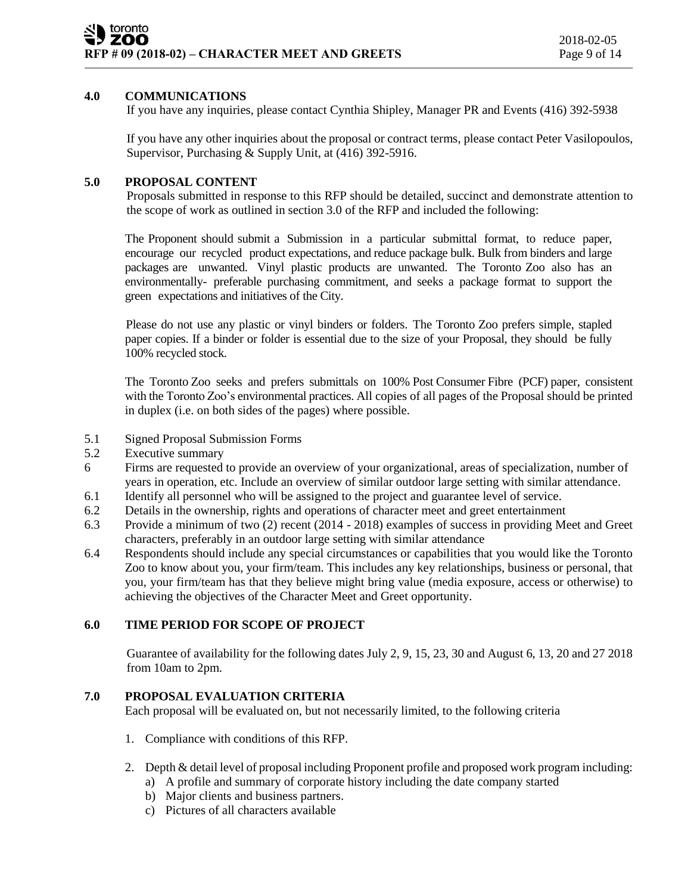## 4.0 COMMUNICATIONS

If you have any inquiries, please contact Cynthia Shipley, Manager PR and Events (416) 392-5938

If you have any other inquiries about the proposal or contract terms, please contact Peter Vasilopoulos, Supervisor, Purchasing & Supply Unit, at (416) 392-5916.

## 5.0 PROPOSAL CONTENT

Proposals submitted in response to this RFP should be detailed, succinct and demonstrate attention to the scope of work as outlined in section 3.0 of the RFP and included the following:

The Proponent should submit a Submission in a particular submittal format, to reduce paper, encourage our recycled product expectations, and reduce package bulk. Bulk from binders and large packages are unwanted. Vinyl plastic products are unwanted. The Toronto Zoo also has an environmentally- preferable purchasing commitment, and seeks a package format to support the green expectations and initiatives of the City.

Please do not use any plastic or vinyl binders or folders. The Toronto Zoo prefers simple, stapled paper copies. If a binder or folder is essential due to the size of your Proposal, they should be fully 100% recycled stock.

The Toronto Zoo seeks and prefers submittals on 100% Post Consumer Fibre (PCF) paper, consistent with the Toronto Zoo's environmental practices. All copies of all pages of the Proposal should be printed in duplex (i.e. on both sides of the pages) where possible.

5.1 Signed Proposal Submission Forms

5.2 Executive summary

6 Firms are requested to provide an overview of your organizational, areas of specialization, number of years in operation, etc. Include an overview of similar outdoor large setting with similar attendance.

6.1 Identify all personnel who will be assigned to the project and guarantee level of service.

6.2 Details in the ownership, rights and operations of character meet and greet entertainment

6.3 Provide a minimum of two (2) recent (2014 - 2018) examples of success in providing Meet and Greet characters, preferably in an outdoor large setting with similar attendance

6.4 Respondents should include any special circumstances or capabilities that you would like the Toronto Zoo to know about you, your firm/team. This includes any key relationships, business or personal, that you, your firm/team has that they believe might bring value (media exposure, access or otherwise) to achieving the objectives of the Character Meet and Greet opportunity.

## 6.0 TIME PERIOD FOR SCOPE OF PROJECT

Guarantee of availability for the following dates July 2, 9, 15, 23, 30 and August 6, 13, 20 and 27 2018 from 10am to 2pm.

## 7.0 PROPOSAL EVALUATION CRITERIA

Each proposal will be evaluated on, but not necessarily limited, to the following criteria

1. Compliance with conditions of this RFP.

2. Depth & detail level of proposal including Proponent profile and proposed work program including:
   a) A profile and summary of corporate history including the date company started
   b) Major clients and business partners.
   c) Pictures of all characters available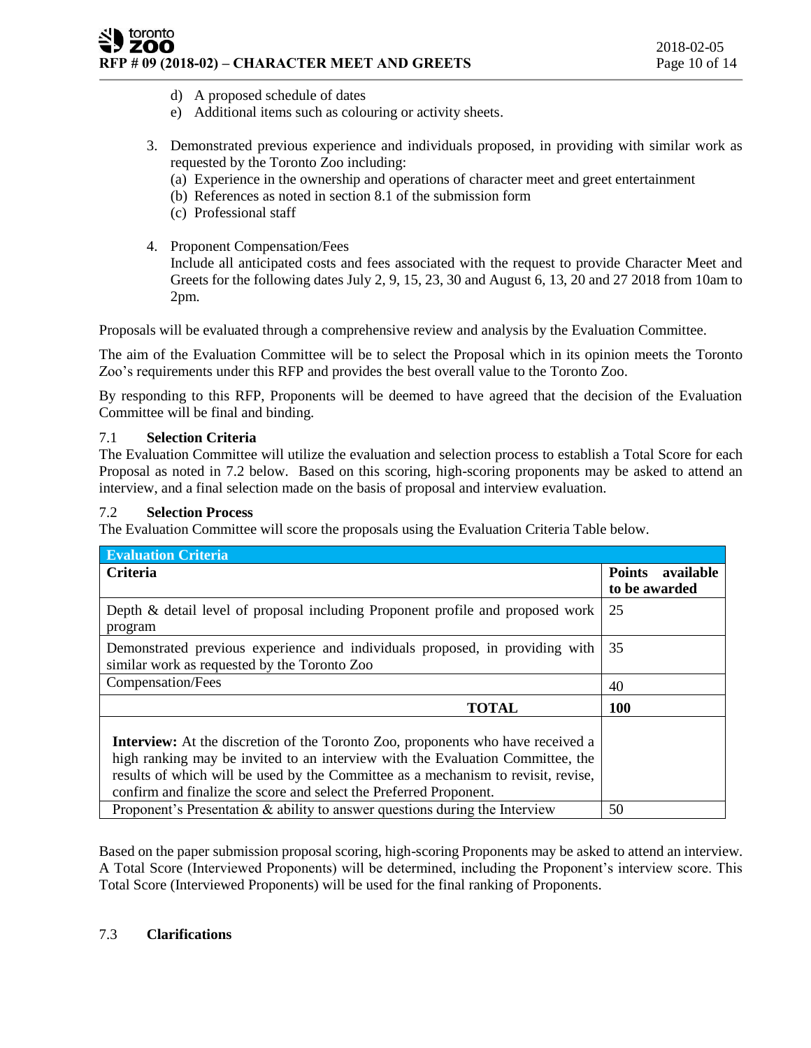d) A proposed schedule of dates
e) Additional items such as colouring or activity sheets.

3. Demonstrated previous experience and individuals proposed, in providing with similar work as requested by the Toronto Zoo including:
   (a) Experience in the ownership and operations of character meet and greet entertainment
   (b) References as noted in section 8.1 of the submission form
   (c) Professional staff

4. Proponent Compensation/Fees
   Include all anticipated costs and fees associated with the request to provide Character Meet and Greets for the following dates July 2, 9, 15, 23, 30 and August 6, 13, 20 and 27 2018 from 10am to 2pm.

Proposals will be evaluated through a comprehensive review and analysis by the Evaluation Committee.

The aim of the Evaluation Committee will be to select the Proposal which in its opinion meets the Toronto Zoo's requirements under this RFP and provides the best overall value to the Toronto Zoo.

By responding to this RFP, Proponents will be deemed to have agreed that the decision of the Evaluation Committee will be final and binding.

### 7.1 Selection Criteria

The Evaluation Committee will utilize the evaluation and selection process to establish a Total Score for each Proposal as noted in 7.2 below. Based on this scoring, high-scoring proponents may be asked to attend an interview, and a final selection made on the basis of proposal and interview evaluation.

### 7.2 Selection Process

The Evaluation Committee will score the proposals using the Evaluation Criteria Table below.

| **Evaluation Criteria** | |
|---|---|
| **Criteria** | **Points available to be awarded** |
| Depth & detail level of proposal including Proponent profile and proposed work program | 25 |
| Demonstrated previous experience and individuals proposed, in providing with similar work as requested by the Toronto Zoo | 35 |
| Compensation/Fees | 40 |
| **TOTAL** | **100** |
| **Interview:** At the discretion of the Toronto Zoo, proponents who have received a high ranking may be invited to an interview with the Evaluation Committee, the results of which will be used by the Committee as a mechanism to revisit, revise, confirm and finalize the score and select the Preferred Proponent. | |
| Proponent's Presentation & ability to answer questions during the Interview | 50 |

Based on the paper submission proposal scoring, high-scoring Proponents may be asked to attend an interview. A Total Score (Interviewed Proponents) will be determined, including the Proponent's interview score. This Total Score (Interviewed Proponents) will be used for the final ranking of Proponents.

### 7.3 Clarifications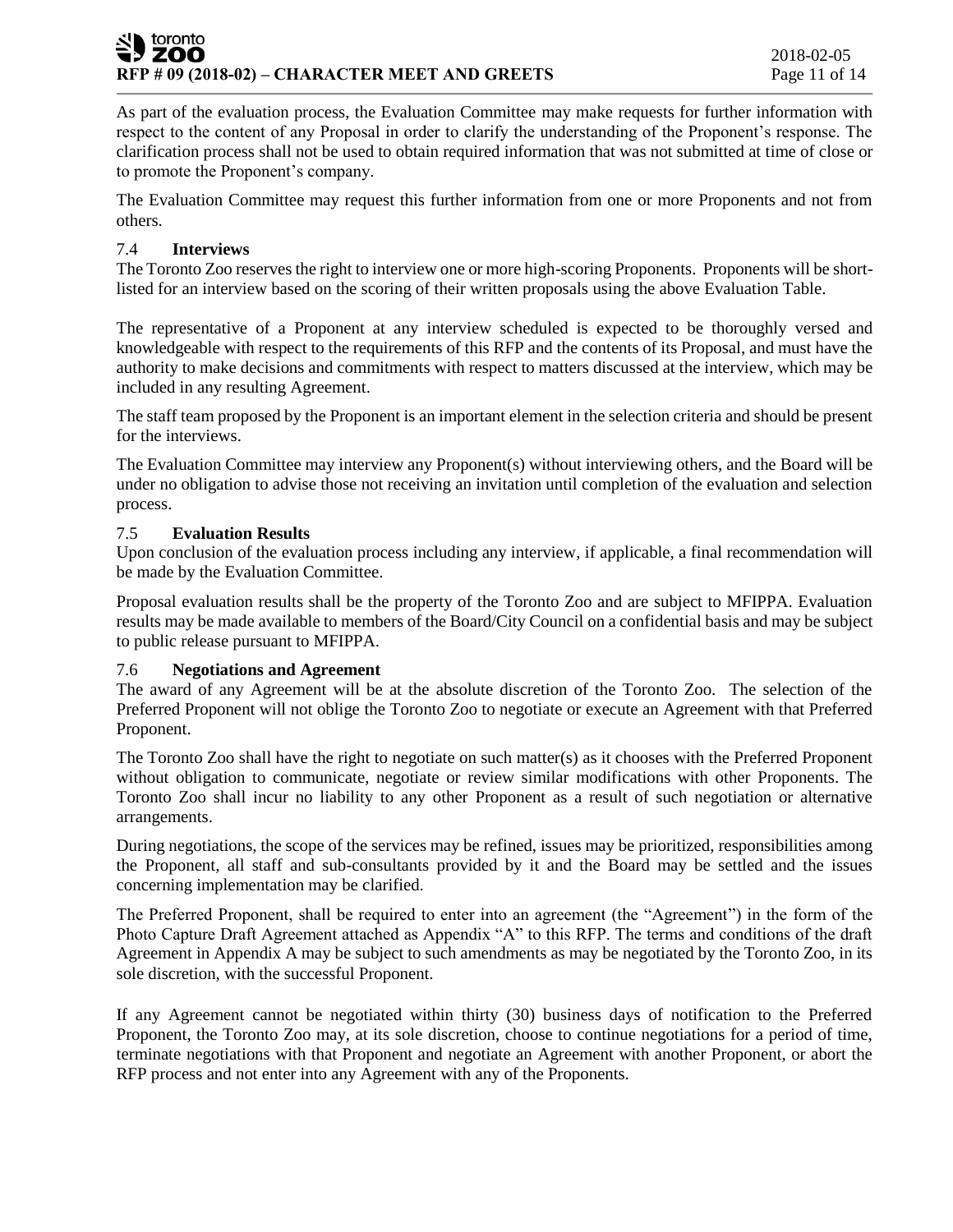As part of the evaluation process, the Evaluation Committee may make requests for further information with respect to the content of any Proposal in order to clarify the understanding of the Proponent's response. The clarification process shall not be used to obtain required information that was not submitted at time of close or to promote the Proponent's company.

The Evaluation Committee may request this further information from one or more Proponents and not from others.

### 7.4 Interviews

The Toronto Zoo reserves the right to interview one or more high-scoring Proponents. Proponents will be short-listed for an interview based on the scoring of their written proposals using the above Evaluation Table.

The representative of a Proponent at any interview scheduled is expected to be thoroughly versed and knowledgeable with respect to the requirements of this RFP and the contents of its Proposal, and must have the authority to make decisions and commitments with respect to matters discussed at the interview, which may be included in any resulting Agreement.

The staff team proposed by the Proponent is an important element in the selection criteria and should be present for the interviews.

The Evaluation Committee may interview any Proponent(s) without interviewing others, and the Board will be under no obligation to advise those not receiving an invitation until completion of the evaluation and selection process.

### 7.5 Evaluation Results

Upon conclusion of the evaluation process including any interview, if applicable, a final recommendation will be made by the Evaluation Committee.

Proposal evaluation results shall be the property of the Toronto Zoo and are subject to MFIPPA. Evaluation results may be made available to members of the Board/City Council on a confidential basis and may be subject to public release pursuant to MFIPPA.

### 7.6 Negotiations and Agreement

The award of any Agreement will be at the absolute discretion of the Toronto Zoo. The selection of the Preferred Proponent will not oblige the Toronto Zoo to negotiate or execute an Agreement with that Preferred Proponent.

The Toronto Zoo shall have the right to negotiate on such matter(s) as it chooses with the Preferred Proponent without obligation to communicate, negotiate or review similar modifications with other Proponents. The Toronto Zoo shall incur no liability to any other Proponent as a result of such negotiation or alternative arrangements.

During negotiations, the scope of the services may be refined, issues may be prioritized, responsibilities among the Proponent, all staff and sub-consultants provided by it and the Board may be settled and the issues concerning implementation may be clarified.

The Preferred Proponent, shall be required to enter into an agreement (the "Agreement") in the form of the Photo Capture Draft Agreement attached as Appendix "A" to this RFP. The terms and conditions of the draft Agreement in Appendix A may be subject to such amendments as may be negotiated by the Toronto Zoo, in its sole discretion, with the successful Proponent.

If any Agreement cannot be negotiated within thirty (30) business days of notification to the Preferred Proponent, the Toronto Zoo may, at its sole discretion, choose to continue negotiations for a period of time, terminate negotiations with that Proponent and negotiate an Agreement with another Proponent, or abort the RFP process and not enter into any Agreement with any of the Proponents.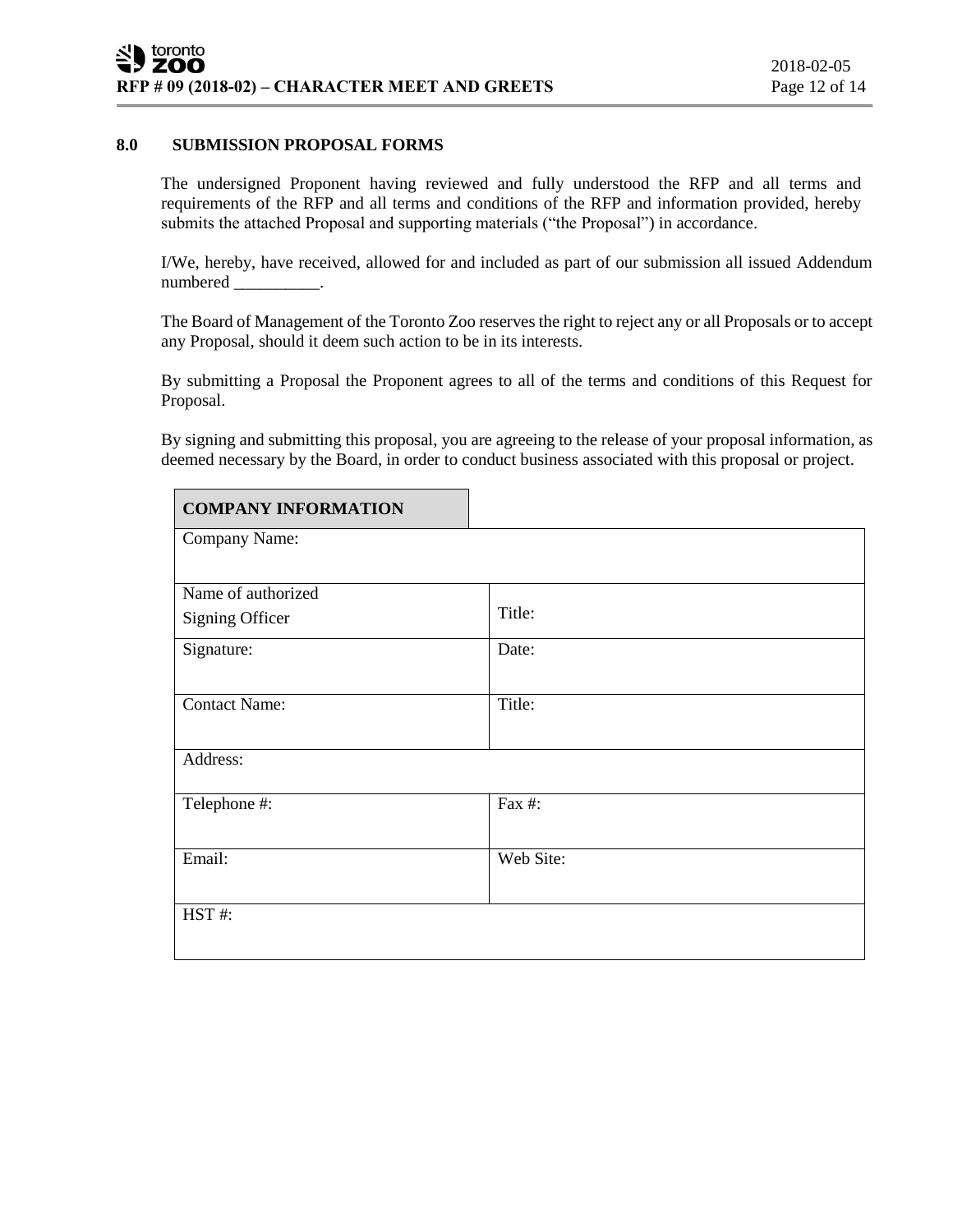## 8.0 SUBMISSION PROPOSAL FORMS

The undersigned Proponent having reviewed and fully understood the RFP and all terms and requirements of the RFP and all terms and conditions of the RFP and information provided, hereby submits the attached Proposal and supporting materials ("the Proposal") in accordance.

I/We, hereby, have received, allowed for and included as part of our submission all issued Addendum numbered __________.

The Board of Management of the Toronto Zoo reserves the right to reject any or all Proposals or to accept any Proposal, should it deem such action to be in its interests.

By submitting a Proposal the Proponent agrees to all of the terms and conditions of this Request for Proposal.

By signing and submitting this proposal, you are agreeing to the release of your proposal information, as deemed necessary by the Board, in order to conduct business associated with this proposal or project.

| **COMPANY INFORMATION** | |
|---|---|
| Company Name: | |
| Name of authorized Signing Officer | Title: |
| Signature: | Date: |
| Contact Name: | Title: |
| Address: | |
| Telephone #: | Fax #: |
| Email: | Web Site: |
| HST #: | |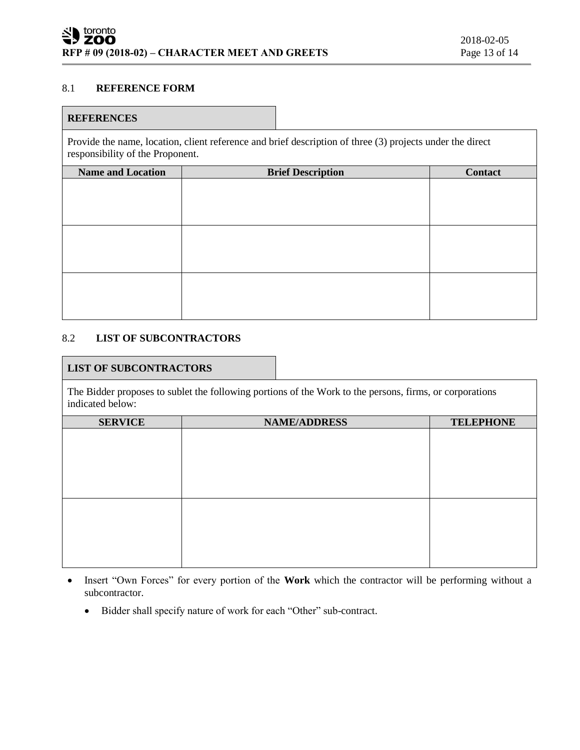### 8.1 REFERENCE FORM

**REFERENCES**

Provide the name, location, client reference and brief description of three (3) projects under the direct responsibility of the Proponent.

| Name and Location | Brief Description | Contact |
|---|---|---|
| | | |
| | | |
| | | |

### 8.2 LIST OF SUBCONTRACTORS

**LIST OF SUBCONTRACTORS**

The Bidder proposes to sublet the following portions of the Work to the persons, firms, or corporations indicated below:

| SERVICE | NAME/ADDRESS | TELEPHONE |
|---|---|---|
| | | |
| | | |

- Insert "Own Forces" for every portion of the **Work** which the contractor will be performing without a subcontractor.
  - Bidder shall specify nature of work for each "Other" sub-contract.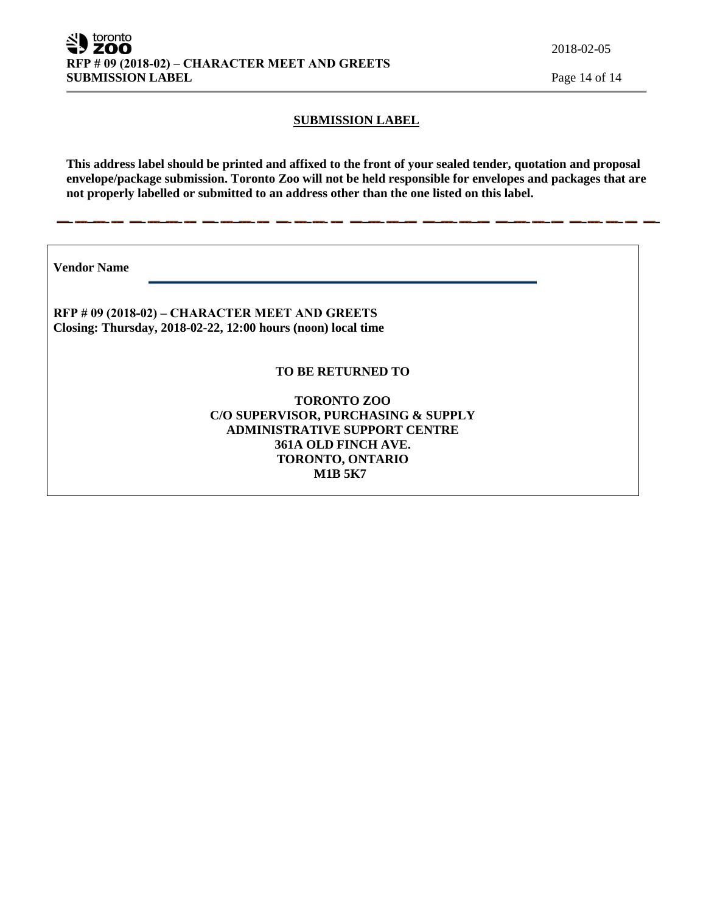## SUBMISSION LABEL

**This address label should be printed and affixed to the front of your sealed tender, quotation and proposal envelope/package submission. Toronto Zoo will not be held responsible for envelopes and packages that are not properly labelled or submitted to an address other than the one listed on this label.**

---

**Vendor Name** ______________________________

**RFP # 09 (2018-02) – CHARACTER MEET AND GREETS**
**Closing: Thursday, 2018-02-22, 12:00 hours (noon) local time**

**TO BE RETURNED TO**

**TORONTO ZOO**
**C/O SUPERVISOR, PURCHASING & SUPPLY**
**ADMINISTRATIVE SUPPORT CENTRE**
**361A OLD FINCH AVE.**
**TORONTO, ONTARIO**
**M1B 5K7**